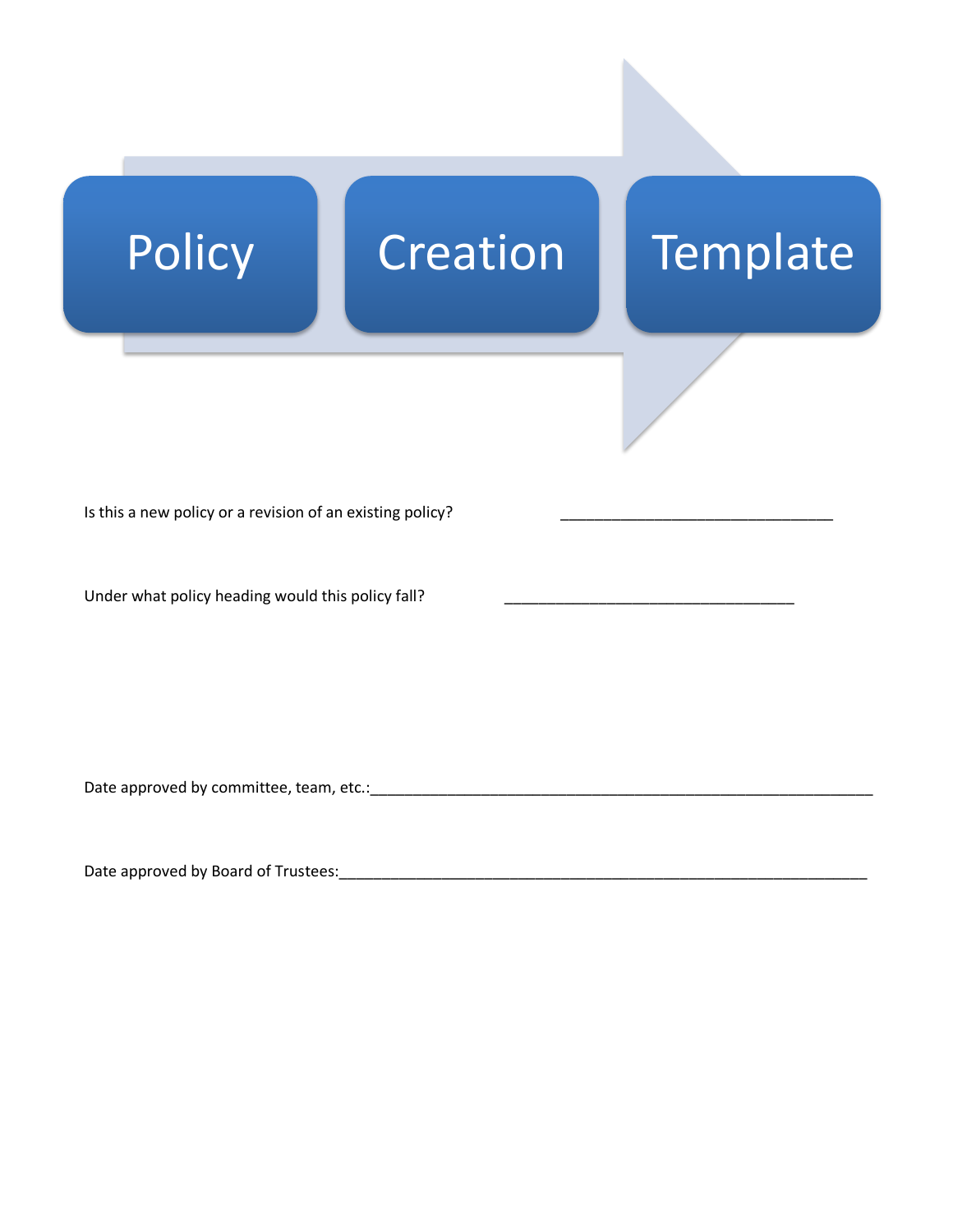# Policy Creation Template

Is this a new policy or a revision of an existing policy? ________________________________

Under what policy heading would this policy fall? __________________________________

Date approved by committee, team, etc.:___________________________________________________________

Date approved by Board of Trustees:______________________________________________________________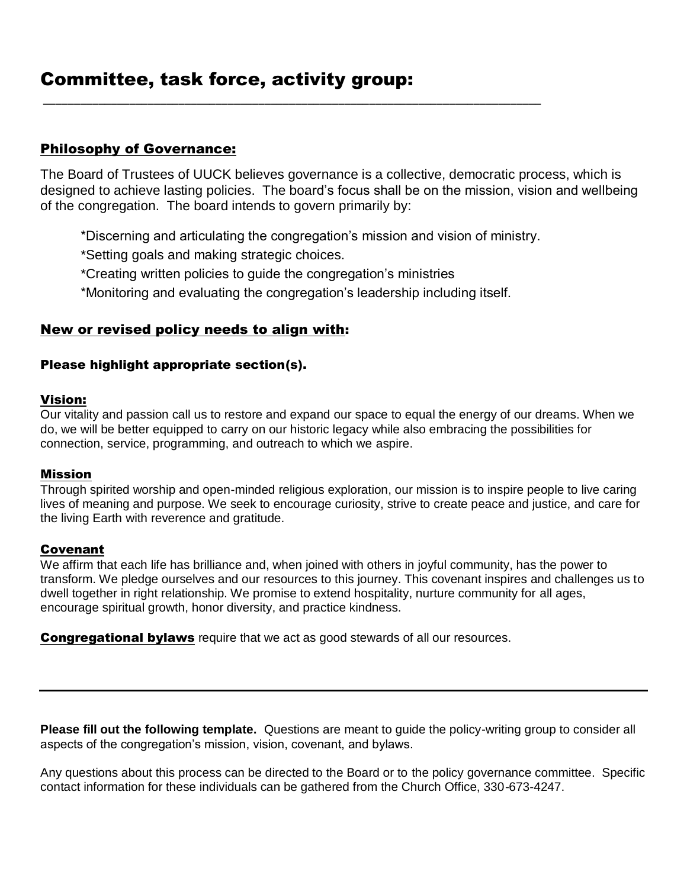# Committee, task force, activity group:

_______________________________________________________________________

## Philosophy of Governance:

The Board of Trustees of UUCK believes governance is a collective, democratic process, which is designed to achieve lasting policies. The board's focus shall be on the mission, vision and wellbeing of the congregation. The board intends to govern primarily by:

*Discerning and articulating the congregation's mission and vision of ministry.

*Setting goals and making strategic choices.

*Creating written policies to guide the congregation's ministries

*Monitoring and evaluating the congregation's leadership including itself.

## New or revised policy needs to align with:

### Please highlight appropriate section(s).

**Vision:**

Our vitality and passion call us to restore and expand our space to equal the energy of our dreams. When we do, we will be better equipped to carry on our historic legacy while also embracing the possibilities for connection, service, programming, and outreach to which we aspire.

**Mission**

Through spirited worship and open-minded religious exploration, our mission is to inspire people to live caring lives of meaning and purpose. We seek to encourage curiosity, strive to create peace and justice, and care for the living Earth with reverence and gratitude.

**Covenant**

We affirm that each life has brilliance and, when joined with others in joyful community, has the power to transform. We pledge ourselves and our resources to this journey. This covenant inspires and challenges us to dwell together in right relationship. We promise to extend hospitality, nurture community for all ages, encourage spiritual growth, honor diversity, and practice kindness.

**Congregational bylaws** require that we act as good stewards of all our resources.

---

**Please fill out the following template.** Questions are meant to guide the policy-writing group to consider all aspects of the congregation's mission, vision, covenant, and bylaws.

Any questions about this process can be directed to the Board or to the policy governance committee. Specific contact information for these individuals can be gathered from the Church Office, 330-673-4247.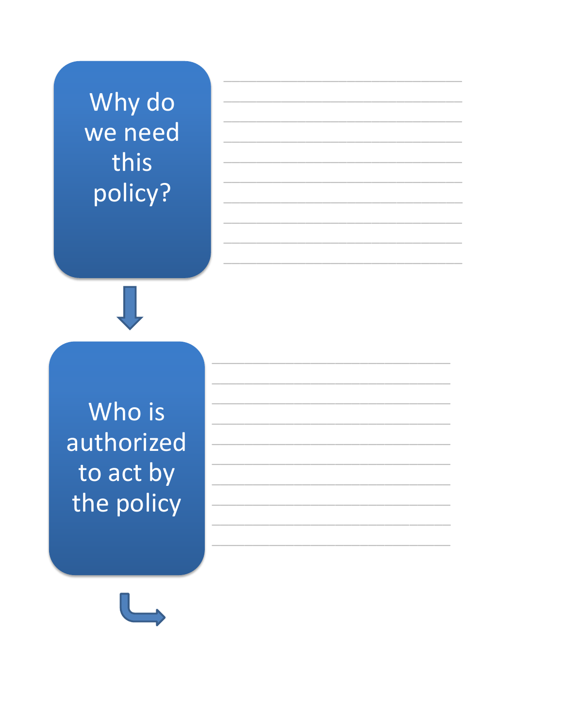**Why do we need this policy?**

______________________________________

______________________________________

______________________________________

______________________________________

______________________________________

______________________________________

______________________________________

______________________________________

______________________________________

______________________________________

↓

**Who is authorized to act by the policy**

______________________________________

______________________________________

______________________________________

______________________________________

______________________________________

______________________________________

______________________________________

______________________________________

______________________________________

______________________________________

↳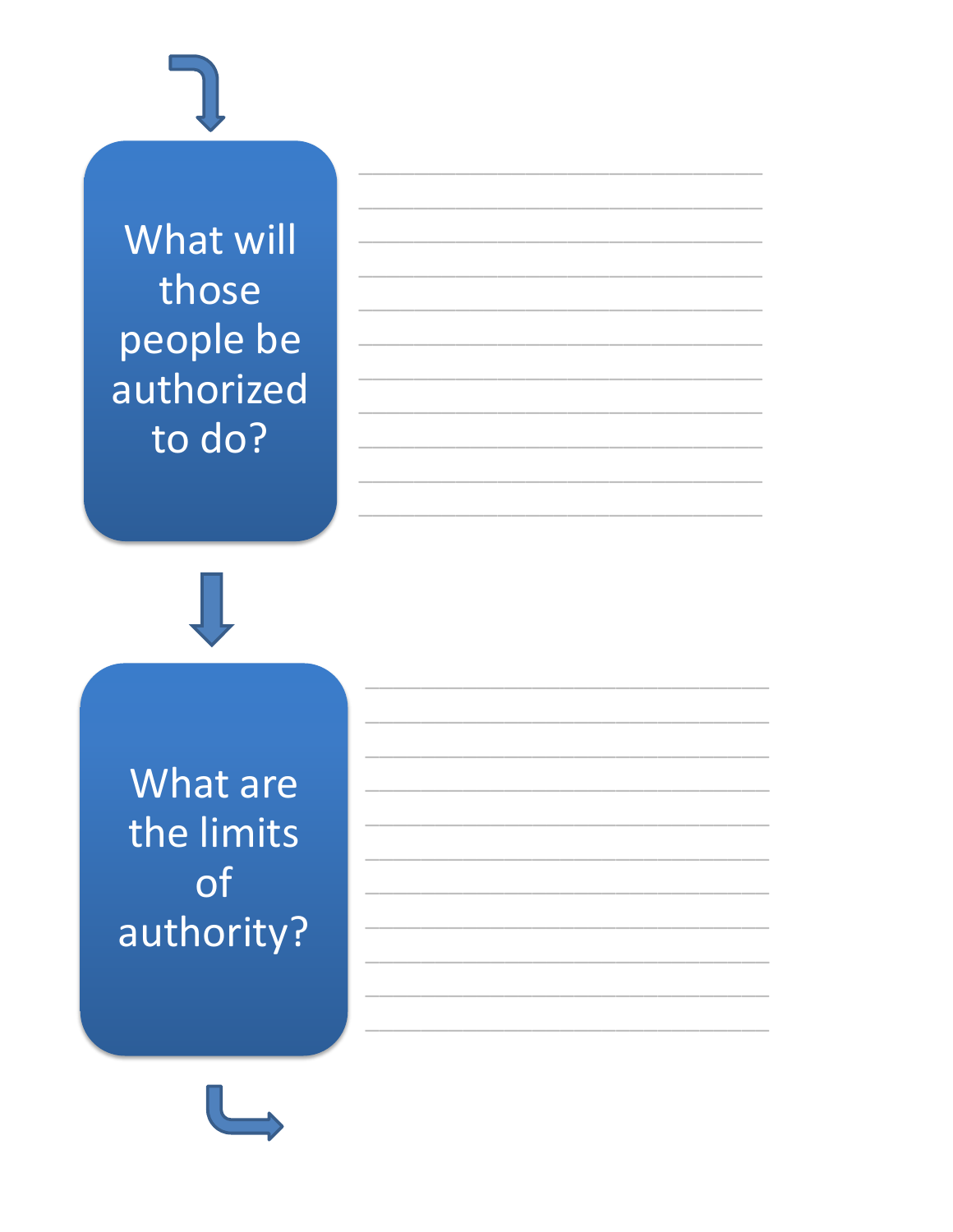What will those people be authorized to do?

___________________________________

___________________________________

___________________________________

___________________________________

___________________________________

___________________________________

___________________________________

___________________________________

___________________________________

___________________________________

___________________________________

What are the limits of authority?

___________________________________

___________________________________

___________________________________

___________________________________

___________________________________

___________________________________

___________________________________

___________________________________

___________________________________

___________________________________

___________________________________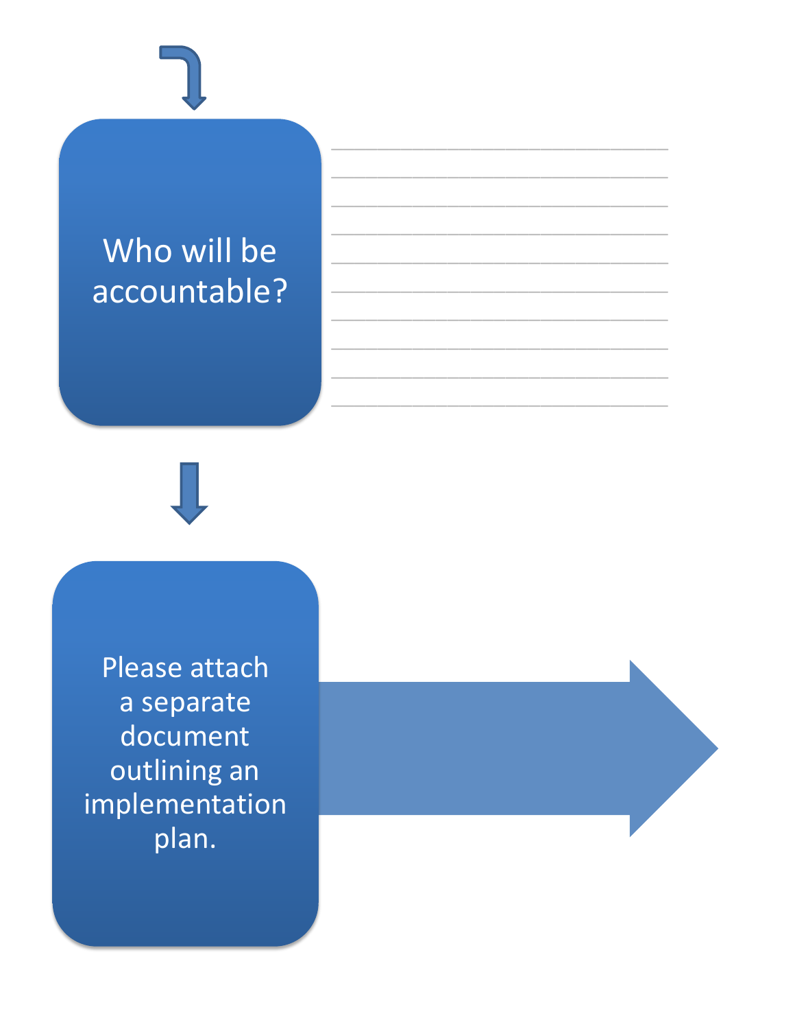Who will be accountable?

______________________________________

______________________________________

______________________________________

______________________________________

______________________________________

______________________________________

______________________________________

______________________________________

______________________________________

______________________________________

Please attach a separate document outlining an implementation plan.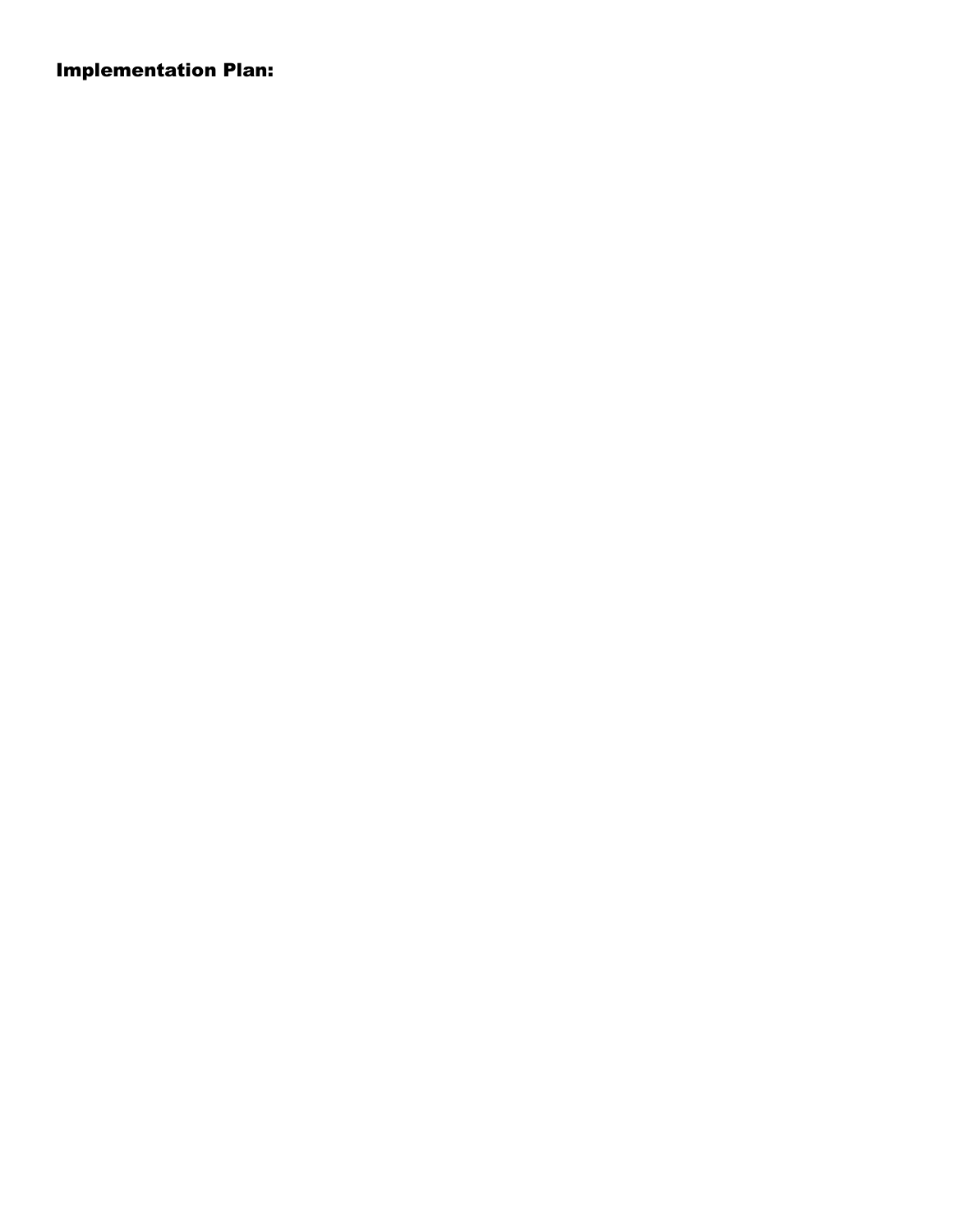## Implementation Plan: